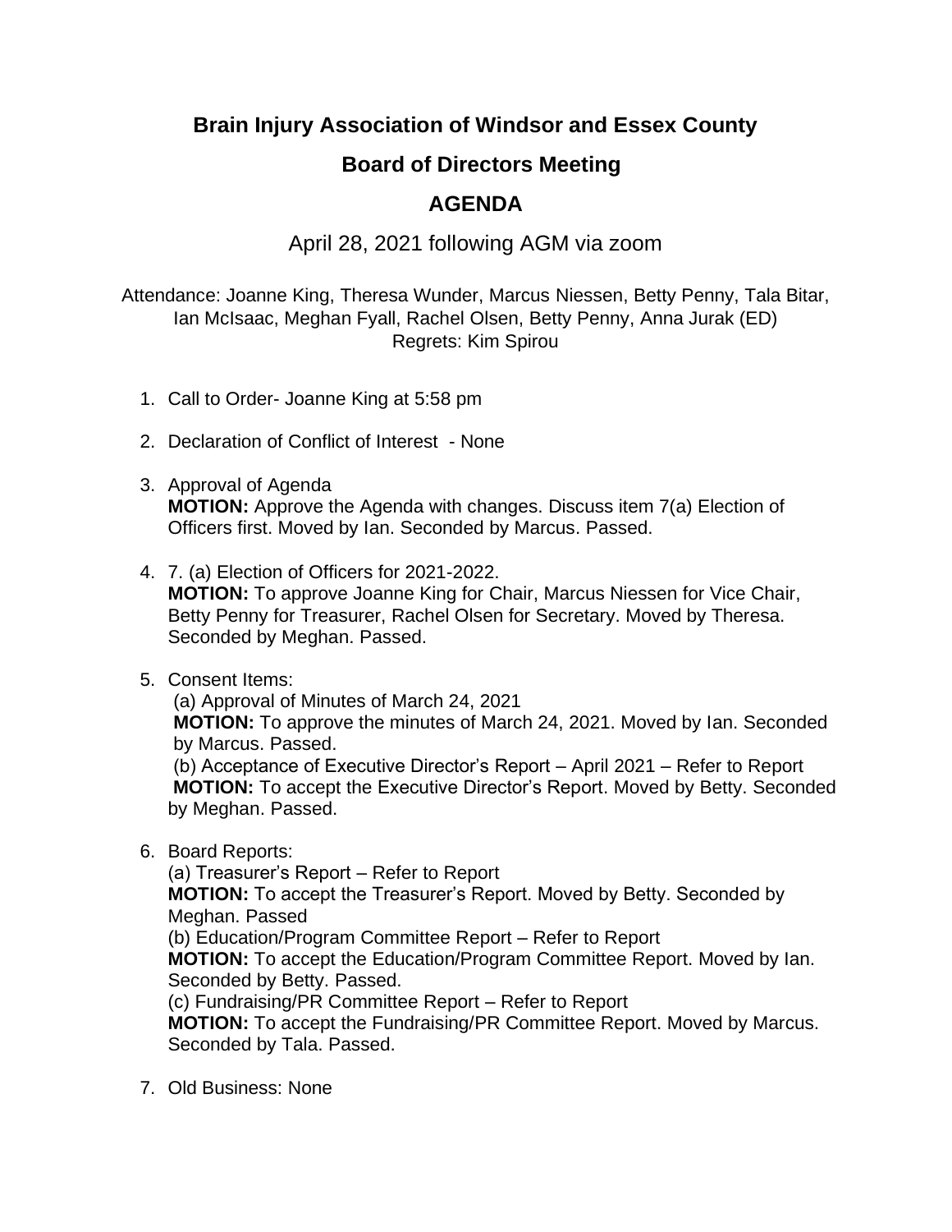# Brain Injury Association of Windsor and Essex County

## Board of Directors Meeting

## AGENDA

April 28, 2021 following AGM via zoom

Attendance: Joanne King, Theresa Wunder, Marcus Niessen, Betty Penny, Tala Bitar, Ian McIsaac, Meghan Fyall, Rachel Olsen, Betty Penny, Anna Jurak (ED)
Regrets: Kim Spirou

1. Call to Order- Joanne King at 5:58 pm

2. Declaration of Conflict of Interest - None

3. Approval of Agenda
   **MOTION:** Approve the Agenda with changes. Discuss item 7(a) Election of Officers first. Moved by Ian. Seconded by Marcus. Passed.

4. 7. (a) Election of Officers for 2021-2022.
   **MOTION:** To approve Joanne King for Chair, Marcus Niessen for Vice Chair, Betty Penny for Treasurer, Rachel Olsen for Secretary. Moved by Theresa. Seconded by Meghan. Passed.

5. Consent Items:
   (a) Approval of Minutes of March 24, 2021
   **MOTION:** To approve the minutes of March 24, 2021. Moved by Ian. Seconded by Marcus. Passed.
   (b) Acceptance of Executive Director's Report – April 2021 – Refer to Report
   **MOTION:** To accept the Executive Director's Report. Moved by Betty. Seconded by Meghan. Passed.

6. Board Reports:
   (a) Treasurer's Report – Refer to Report
   **MOTION:** To accept the Treasurer's Report. Moved by Betty. Seconded by Meghan. Passed
   (b) Education/Program Committee Report – Refer to Report
   **MOTION:** To accept the Education/Program Committee Report. Moved by Ian. Seconded by Betty. Passed.
   (c) Fundraising/PR Committee Report – Refer to Report
   **MOTION:** To accept the Fundraising/PR Committee Report. Moved by Marcus. Seconded by Tala. Passed.

7. Old Business: None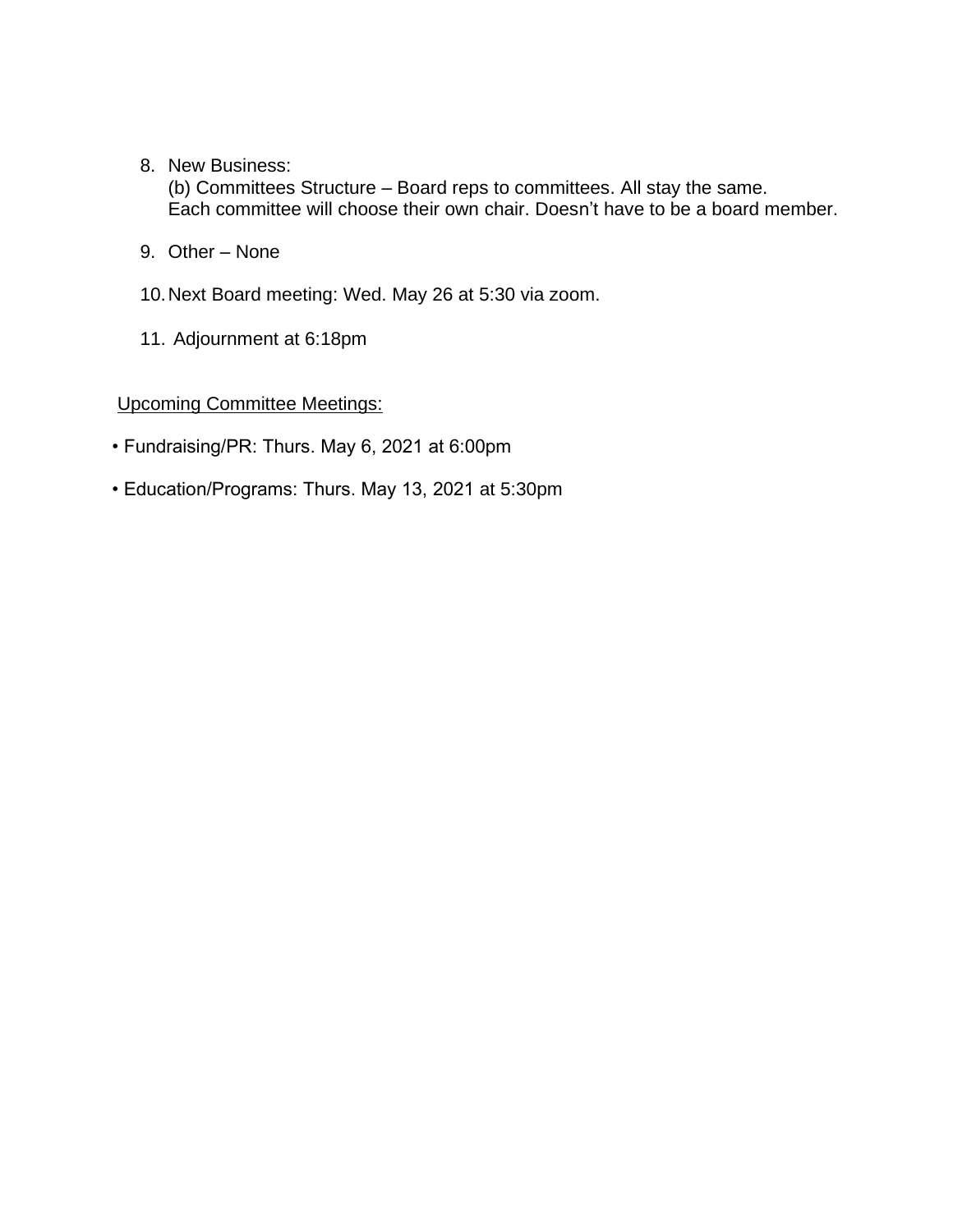8. New Business:
   (b) Committees Structure – Board reps to committees. All stay the same.
   Each committee will choose their own chair. Doesn't have to be a board member.

9. Other – None

10. Next Board meeting: Wed. May 26 at 5:30 via zoom.

11. Adjournment at 6:18pm

<u>Upcoming Committee Meetings:</u>

- Fundraising/PR: Thurs. May 6, 2021 at 6:00pm
- Education/Programs: Thurs. May 13, 2021 at 5:30pm